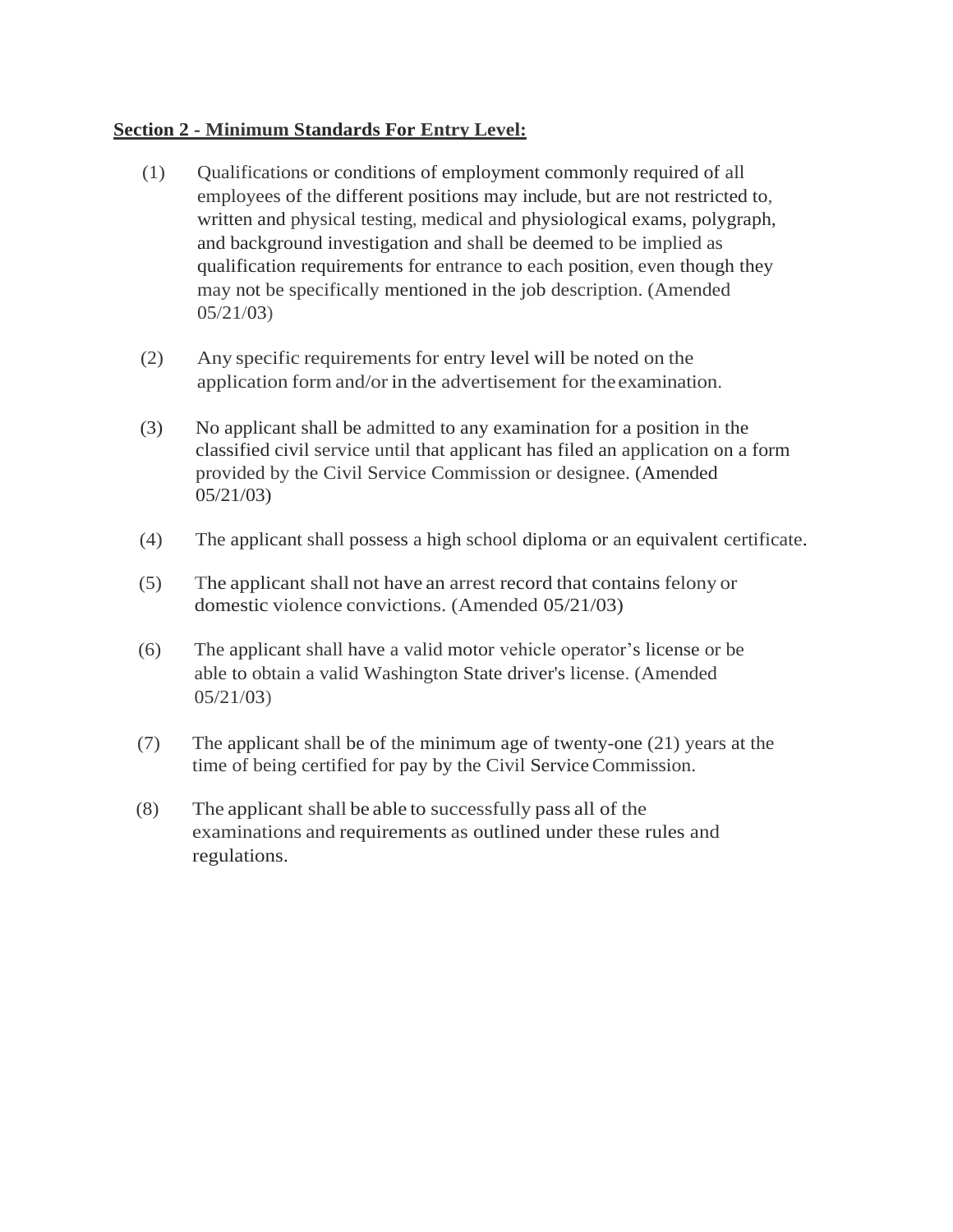**Section 2 - Minimum Standards For Entry Level:**

(1) Qualifications or conditions of employment commonly required of all employees of the different positions may include, but are not restricted to, written and physical testing, medical and physiological exams, polygraph, and background investigation and shall be deemed to be implied as qualification requirements for entrance to each position, even though they may not be specifically mentioned in the job description. (Amended 05/21/03)

(2) Any specific requirements for entry level will be noted on the application form and/or in the advertisement for the examination.

(3) No applicant shall be admitted to any examination for a position in the classified civil service until that applicant has filed an application on a form provided by the Civil Service Commission or designee. (Amended 05/21/03)

(4) The applicant shall possess a high school diploma or an equivalent certificate.

(5) The applicant shall not have an arrest record that contains felony or domestic violence convictions. (Amended 05/21/03)

(6) The applicant shall have a valid motor vehicle operator's license or be able to obtain a valid Washington State driver's license. (Amended 05/21/03)

(7) The applicant shall be of the minimum age of twenty-one (21) years at the time of being certified for pay by the Civil Service Commission.

(8) The applicant shall be able to successfully pass all of the examinations and requirements as outlined under these rules and regulations.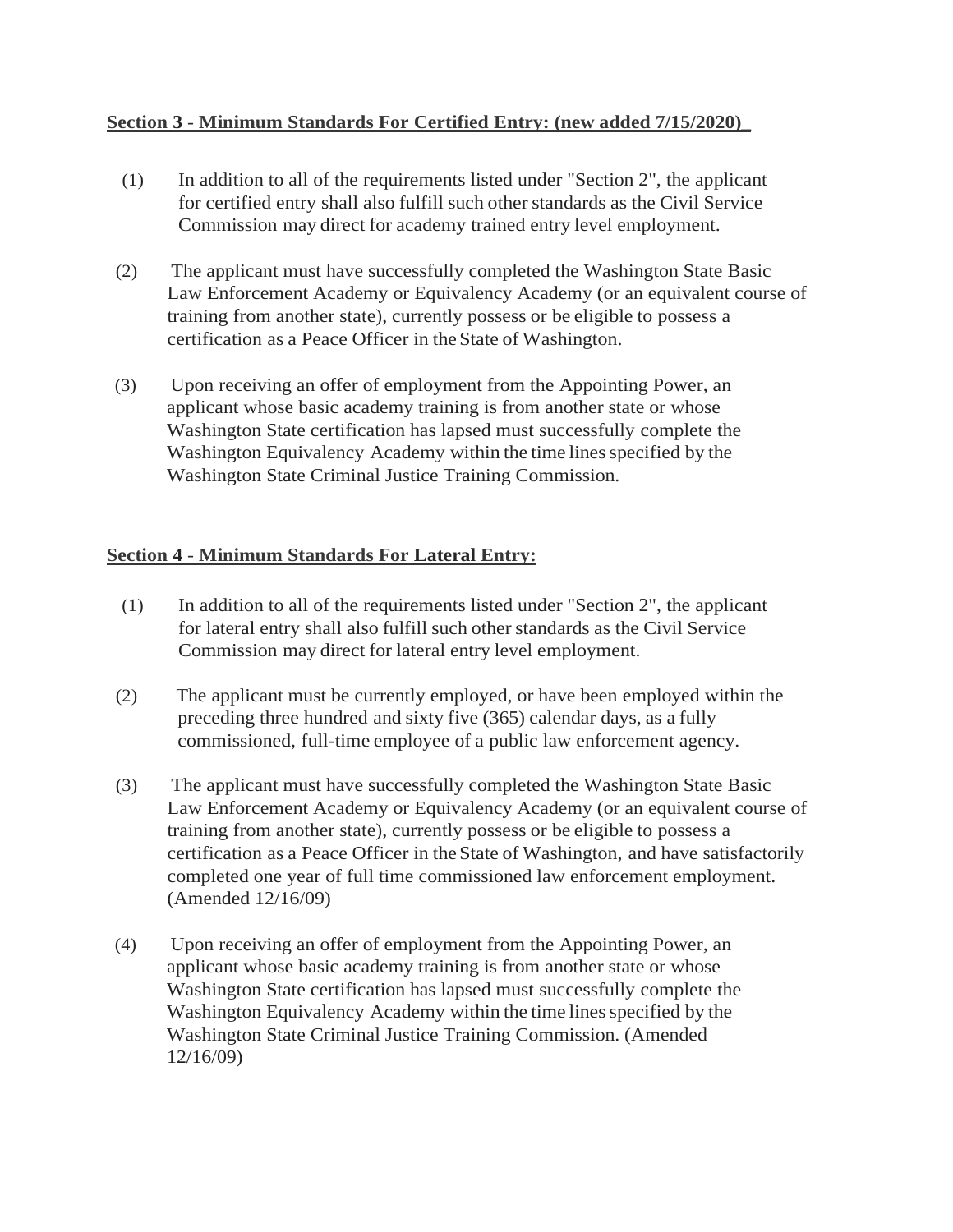**Section 3 - Minimum Standards For Certified Entry: (new added 7/15/2020)**

(1) In addition to all of the requirements listed under "Section 2", the applicant for certified entry shall also fulfill such other standards as the Civil Service Commission may direct for academy trained entry level employment.

(2) The applicant must have successfully completed the Washington State Basic Law Enforcement Academy or Equivalency Academy (or an equivalent course of training from another state), currently possess or be eligible to possess a certification as a Peace Officer in the State of Washington.

(3) Upon receiving an offer of employment from the Appointing Power, an applicant whose basic academy training is from another state or whose Washington State certification has lapsed must successfully complete the Washington Equivalency Academy within the time lines specified by the Washington State Criminal Justice Training Commission.

**Section 4 - Minimum Standards For Lateral Entry:**

(1) In addition to all of the requirements listed under "Section 2", the applicant for lateral entry shall also fulfill such other standards as the Civil Service Commission may direct for lateral entry level employment.

(2) The applicant must be currently employed, or have been employed within the preceding three hundred and sixty five (365) calendar days, as a fully commissioned, full-time employee of a public law enforcement agency.

(3) The applicant must have successfully completed the Washington State Basic Law Enforcement Academy or Equivalency Academy (or an equivalent course of training from another state), currently possess or be eligible to possess a certification as a Peace Officer in the State of Washington, and have satisfactorily completed one year of full time commissioned law enforcement employment. (Amended 12/16/09)

(4) Upon receiving an offer of employment from the Appointing Power, an applicant whose basic academy training is from another state or whose Washington State certification has lapsed must successfully complete the Washington Equivalency Academy within the time lines specified by the Washington State Criminal Justice Training Commission. (Amended 12/16/09)